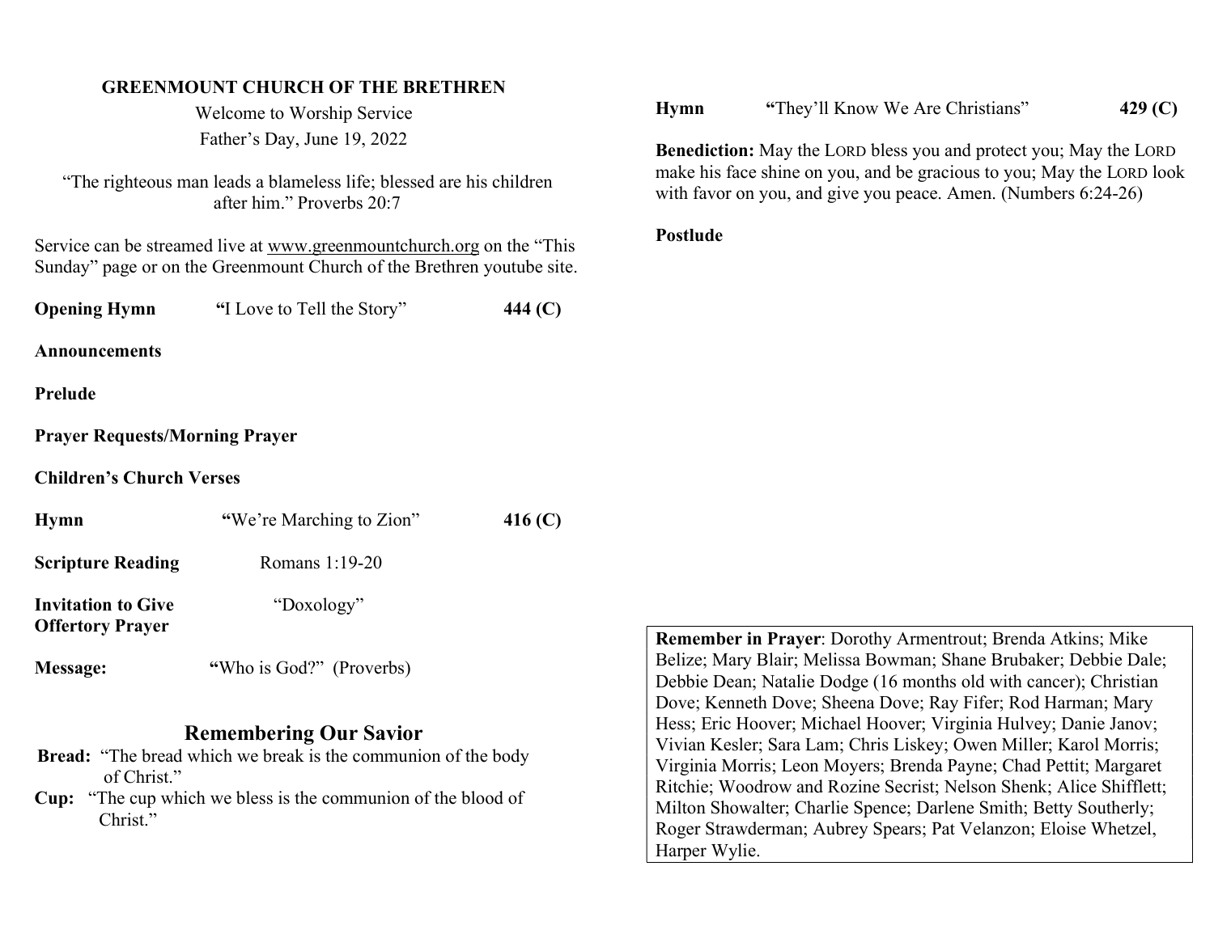# GREENMOUNT CHURCH OF THE BRETHREN

Welcome to Worship Service

Father's Day, June 19, 2022

"The righteous man leads a blameless life; blessed are his children after him." Proverbs 20:7

Service can be streamed live at www.greenmountchurch.org on the "This Sunday" page or on the Greenmount Church of the Brethren youtube site.

**Opening Hymn** "I Love to Tell the Story" **444 (C)**

**Announcements**

**Prelude**

**Prayer Requests/Morning Prayer**

**Children's Church Verses**

**Hymn** "We're Marching to Zion" **416 (C)**

**Scripture Reading** Romans 1:19-20

**Invitation to Give** "Doxology"
**Offertory Prayer**

**Message:** "Who is God?" (Proverbs)

## Remembering Our Savior

**Bread:** "The bread which we break is the communion of the body of Christ."

**Cup:** "The cup which we bless is the communion of the blood of Christ."

**Hymn** "They'll Know We Are Christians" **429 (C)**

**Benediction:** May the LORD bless you and protect you; May the LORD make his face shine on you, and be gracious to you; May the LORD look with favor on you, and give you peace. Amen. (Numbers 6:24-26)

**Postlude**

**Remember in Prayer**: Dorothy Armentrout; Brenda Atkins; Mike Belize; Mary Blair; Melissa Bowman; Shane Brubaker; Debbie Dale; Debbie Dean; Natalie Dodge (16 months old with cancer); Christian Dove; Kenneth Dove; Sheena Dove; Ray Fifer; Rod Harman; Mary Hess; Eric Hoover; Michael Hoover; Virginia Hulvey; Danie Janov; Vivian Kesler; Sara Lam; Chris Liskey; Owen Miller; Karol Morris; Virginia Morris; Leon Moyers; Brenda Payne; Chad Pettit; Margaret Ritchie; Woodrow and Rozine Secrist; Nelson Shenk; Alice Shifflett; Milton Showalter; Charlie Spence; Darlene Smith; Betty Southerly; Roger Strawderman; Aubrey Spears; Pat Velanzon; Eloise Whetzel, Harper Wylie.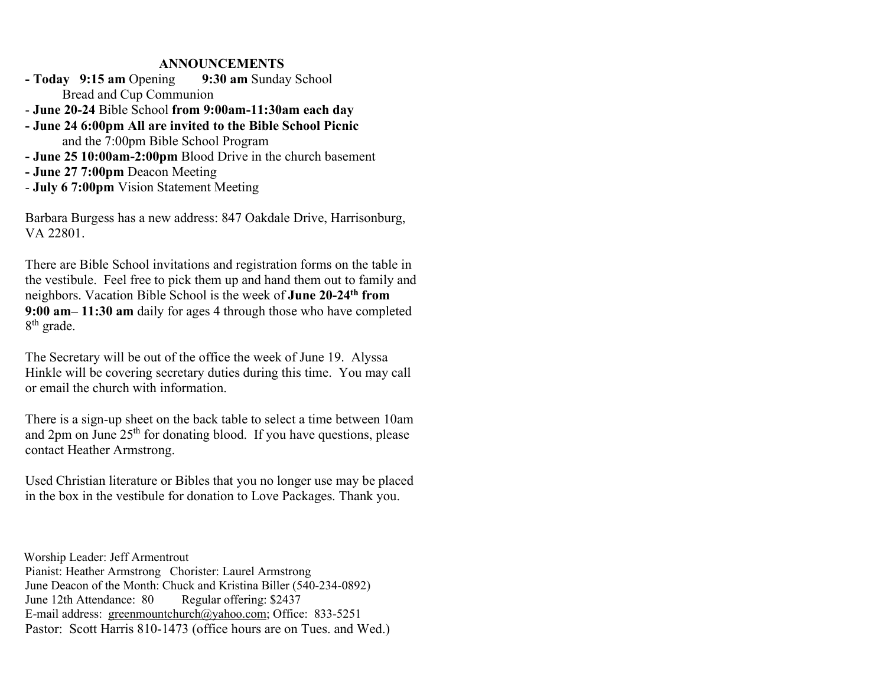## ANNOUNCEMENTS

- **Today 9:15 am** Opening **9:30 am** Sunday School
  Bread and Cup Communion
- **June 20-24** Bible School **from 9:00am-11:30am each day**
- **June 24 6:00pm All are invited to the Bible School Picnic** and the 7:00pm Bible School Program
- **June 25 10:00am-2:00pm** Blood Drive in the church basement
- **June 27 7:00pm** Deacon Meeting
- **July 6 7:00pm** Vision Statement Meeting

Barbara Burgess has a new address: 847 Oakdale Drive, Harrisonburg, VA 22801.

There are Bible School invitations and registration forms on the table in the vestibule. Feel free to pick them up and hand them out to family and neighbors. Vacation Bible School is the week of **June 20-24th from 9:00 am– 11:30 am** daily for ages 4 through those who have completed 8th grade.

The Secretary will be out of the office the week of June 19. Alyssa Hinkle will be covering secretary duties during this time. You may call or email the church with information.

There is a sign-up sheet on the back table to select a time between 10am and 2pm on June 25th for donating blood. If you have questions, please contact Heather Armstrong.

Used Christian literature or Bibles that you no longer use may be placed in the box in the vestibule for donation to Love Packages. Thank you.

Worship Leader: Jeff Armentrout
Pianist: Heather Armstrong Chorister: Laurel Armstrong
June Deacon of the Month: Chuck and Kristina Biller (540-234-0892)
June 12th Attendance: 80 Regular offering: $2437
E-mail address: greenmountchurch@yahoo.com; Office: 833-5251
Pastor: Scott Harris 810-1473 (office hours are on Tues. and Wed.)